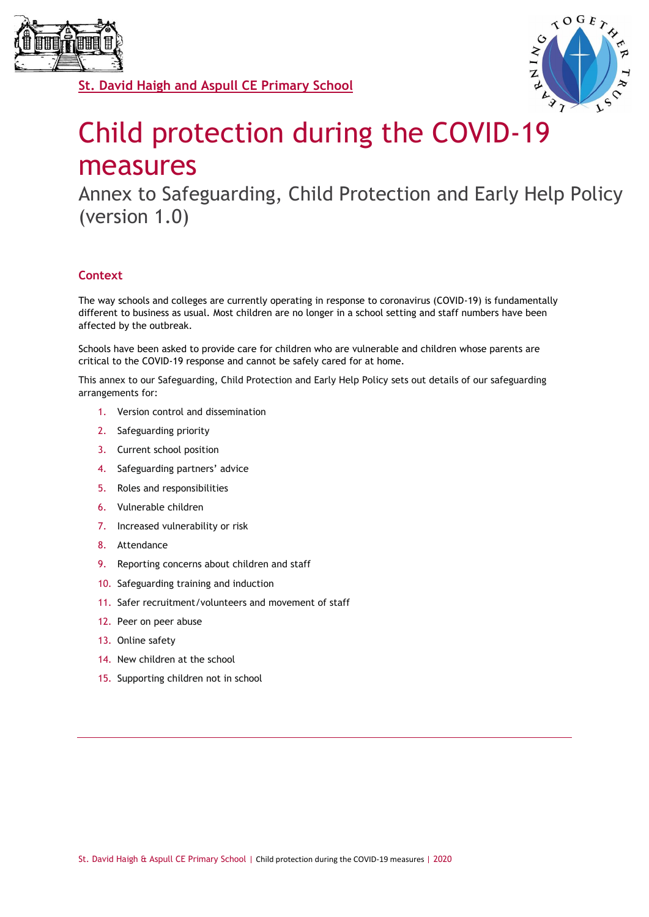St. David Haigh and Aspull CE Primary School

# Child protection during the COVID-19 measures

## Annex to Safeguarding, Child Protection and Early Help Policy (version 1.0)

### Context

The way schools and colleges are currently operating in response to coronavirus (COVID-19) is fundamentally different to business as usual. Most children are no longer in a school setting and staff numbers have been affected by the outbreak.

Schools have been asked to provide care for children who are vulnerable and children whose parents are critical to the COVID-19 response and cannot be safely cared for at home.

This annex to our Safeguarding, Child Protection and Early Help Policy sets out details of our safeguarding arrangements for:

1. Version control and dissemination
2. Safeguarding priority
3. Current school position
4. Safeguarding partners' advice
5. Roles and responsibilities
6. Vulnerable children
7. Increased vulnerability or risk
8. Attendance
9. Reporting concerns about children and staff
10. Safeguarding training and induction
11. Safer recruitment/volunteers and movement of staff
12. Peer on peer abuse
13. Online safety
14. New children at the school
15. Supporting children not in school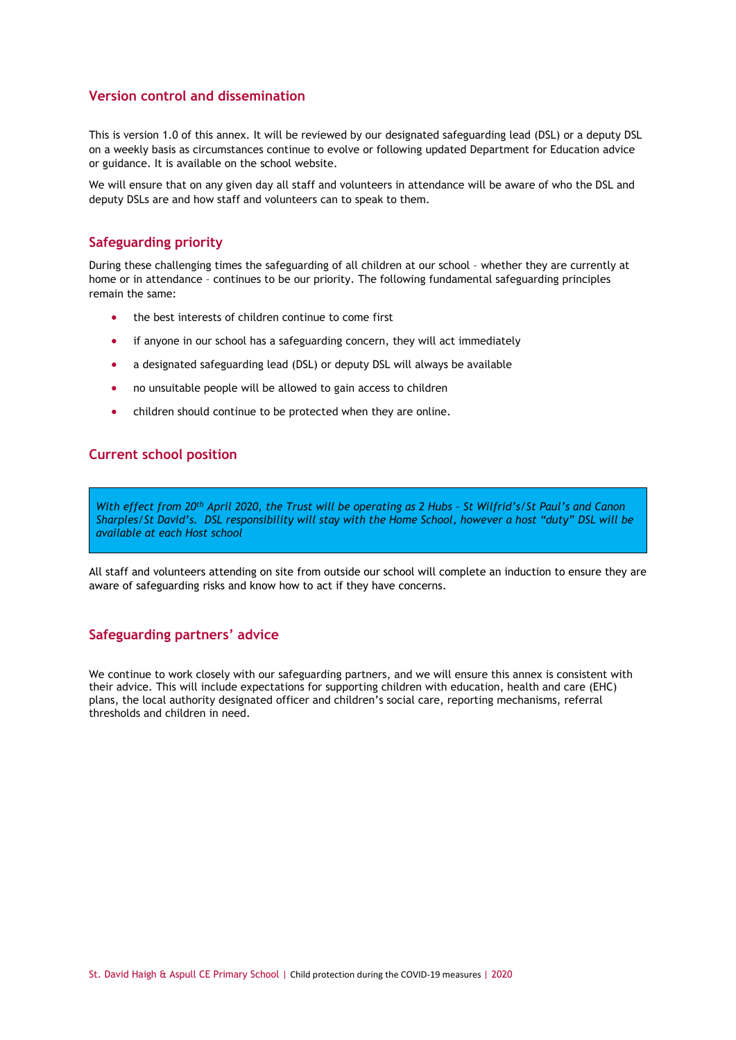## Version control and dissemination

This is version 1.0 of this annex. It will be reviewed by our designated safeguarding lead (DSL) or a deputy DSL on a weekly basis as circumstances continue to evolve or following updated Department for Education advice or guidance. It is available on the school website.

We will ensure that on any given day all staff and volunteers in attendance will be aware of who the DSL and deputy DSLs are and how staff and volunteers can to speak to them.

## Safeguarding priority

During these challenging times the safeguarding of all children at our school – whether they are currently at home or in attendance – continues to be our priority. The following fundamental safeguarding principles remain the same:

- the best interests of children continue to come first
- if anyone in our school has a safeguarding concern, they will act immediately
- a designated safeguarding lead (DSL) or deputy DSL will always be available
- no unsuitable people will be allowed to gain access to children
- children should continue to be protected when they are online.

## Current school position

*With effect from 20th April 2020, the Trust will be operating as 2 Hubs – St Wilfrid's/St Paul's and Canon Sharples/St David's. DSL responsibility will stay with the Home School, however a host "duty" DSL will be available at each Host school*

All staff and volunteers attending on site from outside our school will complete an induction to ensure they are aware of safeguarding risks and know how to act if they have concerns.

## Safeguarding partners' advice

We continue to work closely with our safeguarding partners, and we will ensure this annex is consistent with their advice. This will include expectations for supporting children with education, health and care (EHC) plans, the local authority designated officer and children's social care, reporting mechanisms, referral thresholds and children in need.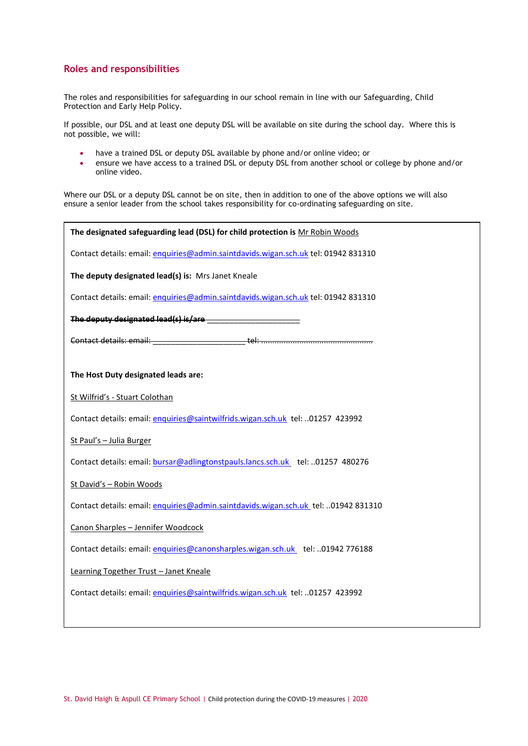## Roles and responsibilities

The roles and responsibilities for safeguarding in our school remain in line with our Safeguarding, Child Protection and Early Help Policy.

If possible, our DSL and at least one deputy DSL will be available on site during the school day. Where this is not possible, we will:

- have a trained DSL or deputy DSL available by phone and/or online video; or
- ensure we have access to a trained DSL or deputy DSL from another school or college by phone and/or online video.

Where our DSL or a deputy DSL cannot be on site, then in addition to one of the above options we will also ensure a senior leader from the school takes responsibility for co-ordinating safeguarding on site.

**The designated safeguarding lead (DSL) for child protection is** Mr Robin Woods

Contact details: email: enquiries@admin.saintdavids.wigan.sch.uk tel: 01942 831310

**The deputy designated lead(s) is:** Mrs Janet Kneale

Contact details: email: enquiries@admin.saintdavids.wigan.sch.uk tel: 01942 831310

~~**The deputy designated lead(s) is/are** ____________________~~

~~Contact details: email: ____________________ tel: ..............................................~~

**The Host Duty designated leads are:**

St Wilfrid's - Stuart Colothan

Contact details: email: enquiries@saintwilfrids.wigan.sch.uk tel: ..01257 423992

St Paul's – Julia Burger

Contact details: email: bursar@adlingtonstpauls.lancs.sch.uk tel: ..01257 480276

St David's – Robin Woods

Contact details: email: enquiries@admin.saintdavids.wigan.sch.uk tel: ..01942 831310

Canon Sharples – Jennifer Woodcock

Contact details: email: enquiries@canonsharples.wigan.sch.uk tel: ..01942 776188

Learning Together Trust – Janet Kneale

Contact details: email: enquiries@saintwilfrids.wigan.sch.uk tel: ..01257 423992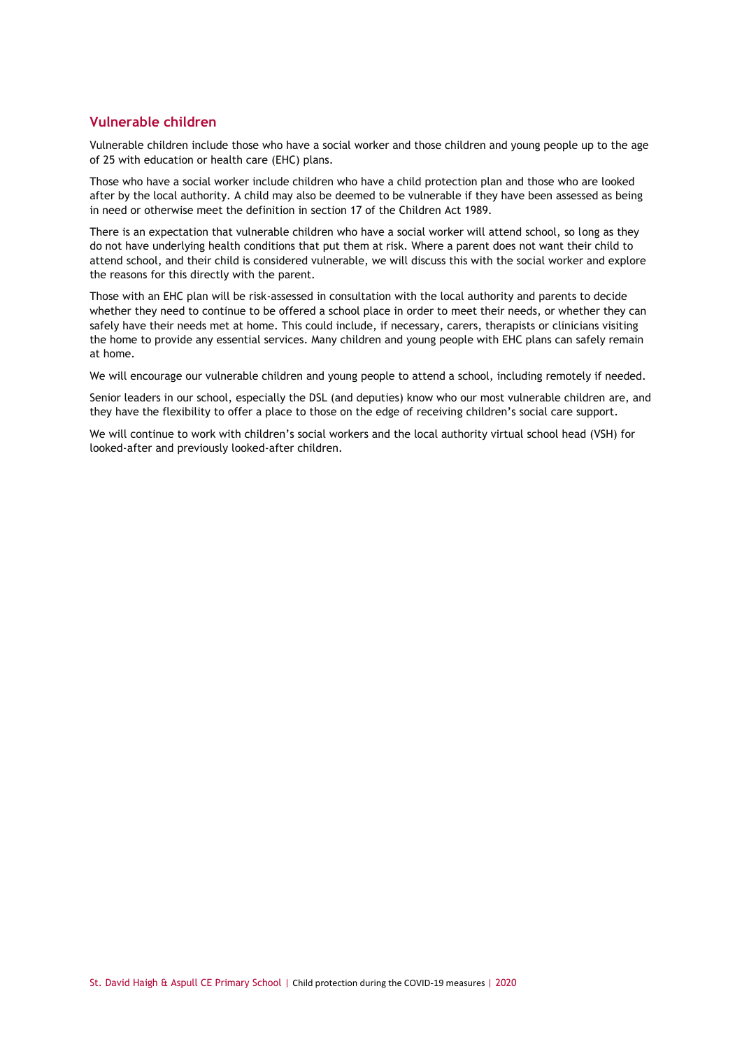## Vulnerable children

Vulnerable children include those who have a social worker and those children and young people up to the age of 25 with education or health care (EHC) plans.

Those who have a social worker include children who have a child protection plan and those who are looked after by the local authority. A child may also be deemed to be vulnerable if they have been assessed as being in need or otherwise meet the definition in section 17 of the Children Act 1989.

There is an expectation that vulnerable children who have a social worker will attend school, so long as they do not have underlying health conditions that put them at risk. Where a parent does not want their child to attend school, and their child is considered vulnerable, we will discuss this with the social worker and explore the reasons for this directly with the parent.

Those with an EHC plan will be risk-assessed in consultation with the local authority and parents to decide whether they need to continue to be offered a school place in order to meet their needs, or whether they can safely have their needs met at home. This could include, if necessary, carers, therapists or clinicians visiting the home to provide any essential services. Many children and young people with EHC plans can safely remain at home.

We will encourage our vulnerable children and young people to attend a school, including remotely if needed.

Senior leaders in our school, especially the DSL (and deputies) know who our most vulnerable children are, and they have the flexibility to offer a place to those on the edge of receiving children's social care support.

We will continue to work with children's social workers and the local authority virtual school head (VSH) for looked-after and previously looked-after children.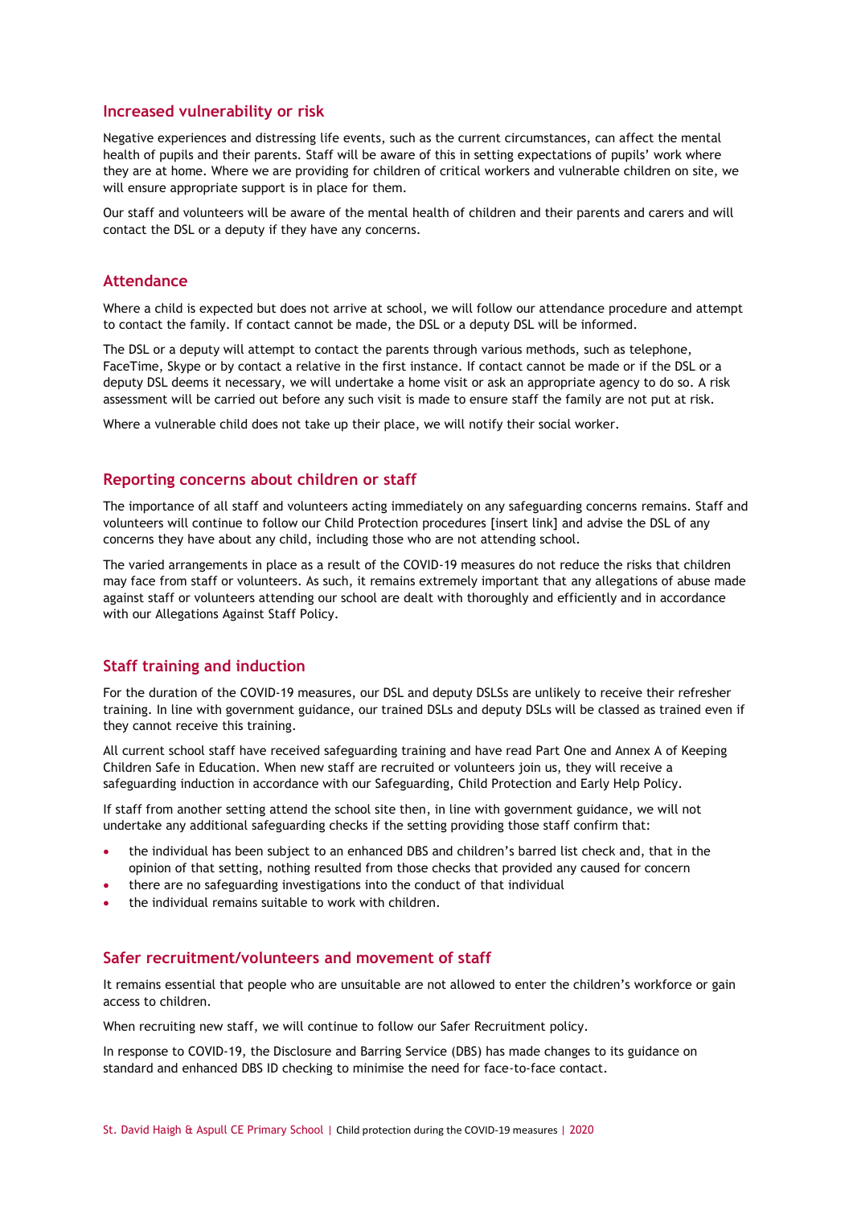## Increased vulnerability or risk

Negative experiences and distressing life events, such as the current circumstances, can affect the mental health of pupils and their parents. Staff will be aware of this in setting expectations of pupils' work where they are at home. Where we are providing for children of critical workers and vulnerable children on site, we will ensure appropriate support is in place for them.

Our staff and volunteers will be aware of the mental health of children and their parents and carers and will contact the DSL or a deputy if they have any concerns.

## Attendance

Where a child is expected but does not arrive at school, we will follow our attendance procedure and attempt to contact the family. If contact cannot be made, the DSL or a deputy DSL will be informed.

The DSL or a deputy will attempt to contact the parents through various methods, such as telephone, FaceTime, Skype or by contact a relative in the first instance. If contact cannot be made or if the DSL or a deputy DSL deems it necessary, we will undertake a home visit or ask an appropriate agency to do so. A risk assessment will be carried out before any such visit is made to ensure staff the family are not put at risk.

Where a vulnerable child does not take up their place, we will notify their social worker.

## Reporting concerns about children or staff

The importance of all staff and volunteers acting immediately on any safeguarding concerns remains. Staff and volunteers will continue to follow our Child Protection procedures [insert link] and advise the DSL of any concerns they have about any child, including those who are not attending school.

The varied arrangements in place as a result of the COVID-19 measures do not reduce the risks that children may face from staff or volunteers. As such, it remains extremely important that any allegations of abuse made against staff or volunteers attending our school are dealt with thoroughly and efficiently and in accordance with our Allegations Against Staff Policy.

## Staff training and induction

For the duration of the COVID-19 measures, our DSL and deputy DSLSs are unlikely to receive their refresher training. In line with government guidance, our trained DSLs and deputy DSLs will be classed as trained even if they cannot receive this training.

All current school staff have received safeguarding training and have read Part One and Annex A of Keeping Children Safe in Education. When new staff are recruited or volunteers join us, they will receive a safeguarding induction in accordance with our Safeguarding, Child Protection and Early Help Policy.

If staff from another setting attend the school site then, in line with government guidance, we will not undertake any additional safeguarding checks if the setting providing those staff confirm that:

- the individual has been subject to an enhanced DBS and children's barred list check and, that in the opinion of that setting, nothing resulted from those checks that provided any caused for concern
- there are no safeguarding investigations into the conduct of that individual
- the individual remains suitable to work with children.

## Safer recruitment/volunteers and movement of staff

It remains essential that people who are unsuitable are not allowed to enter the children's workforce or gain access to children.

When recruiting new staff, we will continue to follow our Safer Recruitment policy.

In response to COVID-19, the Disclosure and Barring Service (DBS) has made changes to its guidance on standard and enhanced DBS ID checking to minimise the need for face-to-face contact.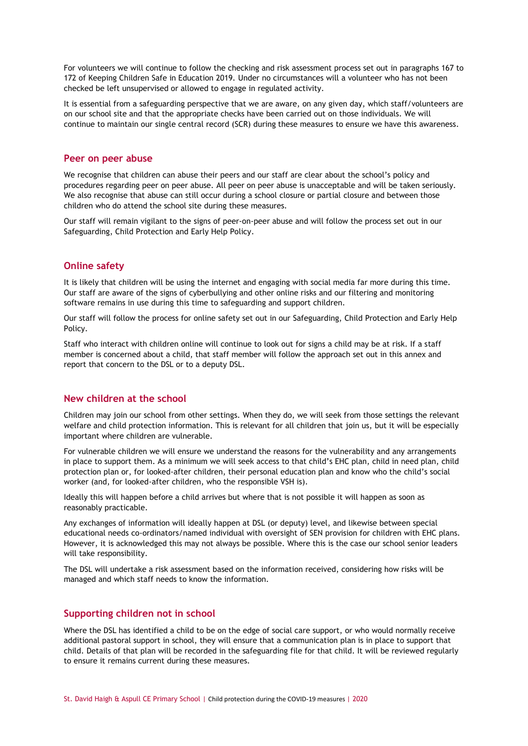For volunteers we will continue to follow the checking and risk assessment process set out in paragraphs 167 to 172 of Keeping Children Safe in Education 2019. Under no circumstances will a volunteer who has not been checked be left unsupervised or allowed to engage in regulated activity.

It is essential from a safeguarding perspective that we are aware, on any given day, which staff/volunteers are on our school site and that the appropriate checks have been carried out on those individuals. We will continue to maintain our single central record (SCR) during these measures to ensure we have this awareness.

## Peer on peer abuse

We recognise that children can abuse their peers and our staff are clear about the school's policy and procedures regarding peer on peer abuse. All peer on peer abuse is unacceptable and will be taken seriously. We also recognise that abuse can still occur during a school closure or partial closure and between those children who do attend the school site during these measures.

Our staff will remain vigilant to the signs of peer-on-peer abuse and will follow the process set out in our Safeguarding, Child Protection and Early Help Policy.

## Online safety

It is likely that children will be using the internet and engaging with social media far more during this time. Our staff are aware of the signs of cyberbullying and other online risks and our filtering and monitoring software remains in use during this time to safeguarding and support children.

Our staff will follow the process for online safety set out in our Safeguarding, Child Protection and Early Help Policy.

Staff who interact with children online will continue to look out for signs a child may be at risk. If a staff member is concerned about a child, that staff member will follow the approach set out in this annex and report that concern to the DSL or to a deputy DSL.

## New children at the school

Children may join our school from other settings. When they do, we will seek from those settings the relevant welfare and child protection information. This is relevant for all children that join us, but it will be especially important where children are vulnerable.

For vulnerable children we will ensure we understand the reasons for the vulnerability and any arrangements in place to support them. As a minimum we will seek access to that child's EHC plan, child in need plan, child protection plan or, for looked-after children, their personal education plan and know who the child's social worker (and, for looked-after children, who the responsible VSH is).

Ideally this will happen before a child arrives but where that is not possible it will happen as soon as reasonably practicable.

Any exchanges of information will ideally happen at DSL (or deputy) level, and likewise between special educational needs co-ordinators/named individual with oversight of SEN provision for children with EHC plans. However, it is acknowledged this may not always be possible. Where this is the case our school senior leaders will take responsibility.

The DSL will undertake a risk assessment based on the information received, considering how risks will be managed and which staff needs to know the information.

## Supporting children not in school

Where the DSL has identified a child to be on the edge of social care support, or who would normally receive additional pastoral support in school, they will ensure that a communication plan is in place to support that child. Details of that plan will be recorded in the safeguarding file for that child. It will be reviewed regularly to ensure it remains current during these measures.